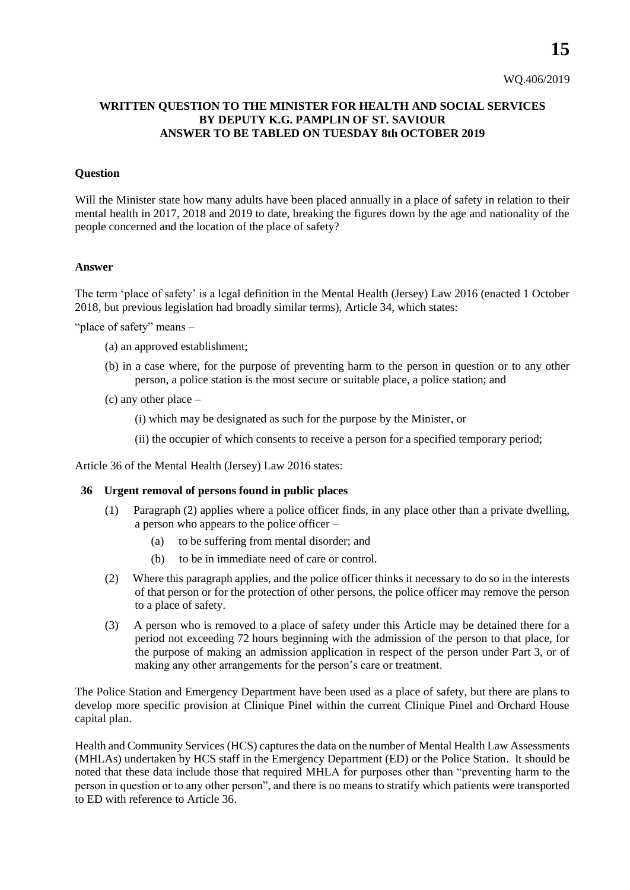WQ.406/2019

**WRITTEN QUESTION TO THE MINISTER FOR HEALTH AND SOCIAL SERVICES BY DEPUTY K.G. PAMPLIN OF ST. SAVIOUR ANSWER TO BE TABLED ON TUESDAY 8th OCTOBER 2019**

**Question**

Will the Minister state how many adults have been placed annually in a place of safety in relation to their mental health in 2017, 2018 and 2019 to date, breaking the figures down by the age and nationality of the people concerned and the location of the place of safety?

**Answer**

The term 'place of safety' is a legal definition in the Mental Health (Jersey) Law 2016 (enacted 1 October 2018, but previous legislation had broadly similar terms), Article 34, which states:

"place of safety" means –

(a) an approved establishment;

(b) in a case where, for the purpose of preventing harm to the person in question or to any other person, a police station is the most secure or suitable place, a police station; and

(c) any other place –

(i) which may be designated as such for the purpose by the Minister, or

(ii) the occupier of which consents to receive a person for a specified temporary period;

Article 36 of the Mental Health (Jersey) Law 2016 states:

**36 Urgent removal of persons found in public places**

(1) Paragraph (2) applies where a police officer finds, in any place other than a private dwelling, a person who appears to the police officer –

(a) to be suffering from mental disorder; and

(b) to be in immediate need of care or control.

(2) Where this paragraph applies, and the police officer thinks it necessary to do so in the interests of that person or for the protection of other persons, the police officer may remove the person to a place of safety.

(3) A person who is removed to a place of safety under this Article may be detained there for a period not exceeding 72 hours beginning with the admission of the person to that place, for the purpose of making an admission application in respect of the person under Part 3, or of making any other arrangements for the person's care or treatment.

The Police Station and Emergency Department have been used as a place of safety, but there are plans to develop more specific provision at Clinique Pinel within the current Clinique Pinel and Orchard House capital plan.

Health and Community Services (HCS) captures the data on the number of Mental Health Law Assessments (MHLAs) undertaken by HCS staff in the Emergency Department (ED) or the Police Station. It should be noted that these data include those that required MHLA for purposes other than "preventing harm to the person in question or to any other person", and there is no means to stratify which patients were transported to ED with reference to Article 36.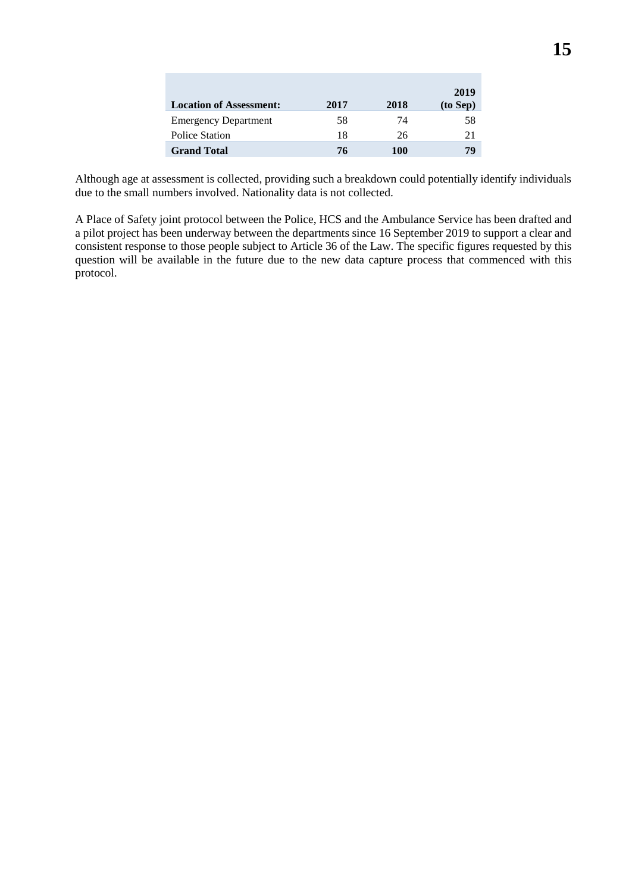| **Location of Assessment:** | **2017** | **2018** | **2019 (to Sep)** |
|---|---|---|---|
| Emergency Department | 58 | 74 | 58 |
| Police Station | 18 | 26 | 21 |
| **Grand Total** | **76** | **100** | **79** |

Although age at assessment is collected, providing such a breakdown could potentially identify individuals due to the small numbers involved. Nationality data is not collected.

A Place of Safety joint protocol between the Police, HCS and the Ambulance Service has been drafted and a pilot project has been underway between the departments since 16 September 2019 to support a clear and consistent response to those people subject to Article 36 of the Law. The specific figures requested by this question will be available in the future due to the new data capture process that commenced with this protocol.